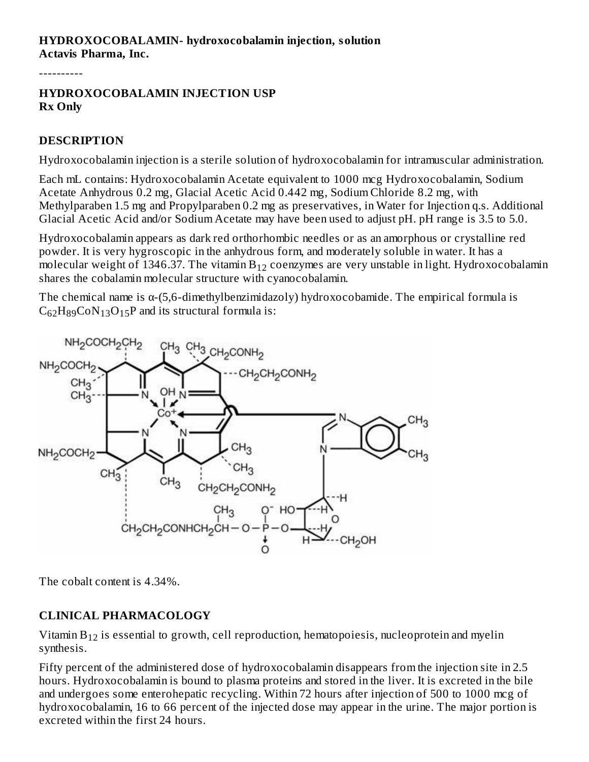**HYDROXOCOBALAMIN- hydroxocobalamin injection, solution**
**Actavis Pharma, Inc.**

----------

**HYDROXOCOBALAMIN INJECTION USP**
**Rx Only**

## DESCRIPTION

Hydroxocobalamin injection is a sterile solution of hydroxocobalamin for intramuscular administration.

Each mL contains: Hydroxocobalamin Acetate equivalent to 1000 mcg Hydroxocobalamin, Sodium Acetate Anhydrous 0.2 mg, Glacial Acetic Acid 0.442 mg, Sodium Chloride 8.2 mg, with Methylparaben 1.5 mg and Propylparaben 0.2 mg as preservatives, in Water for Injection q.s. Additional Glacial Acetic Acid and/or Sodium Acetate may have been used to adjust pH. pH range is 3.5 to 5.0.

Hydroxocobalamin appears as dark red orthorhombic needles or as an amorphous or crystalline red powder. It is very hygroscopic in the anhydrous form, and moderately soluble in water. It has a molecular weight of 1346.37. The vitamin $B_{12}$ coenzymes are very unstable in light. Hydroxocobalamin shares the cobalamin molecular structure with cyanocobalamin.

The chemical name is α-(5,6-dimethylbenzimidazoly) hydroxocobamide. The empirical formula is $C_{62}H_{89}CoN_{13}O_{15}P$ and its structural formula is:

The cobalt content is 4.34%.

## CLINICAL PHARMACOLOGY

Vitamin $B_{12}$ is essential to growth, cell reproduction, hematopoiesis, nucleoprotein and myelin synthesis.

Fifty percent of the administered dose of hydroxocobalamin disappears from the injection site in 2.5 hours. Hydroxocobalamin is bound to plasma proteins and stored in the liver. It is excreted in the bile and undergoes some enterohepatic recycling. Within 72 hours after injection of 500 to 1000 mcg of hydroxocobalamin, 16 to 66 percent of the injected dose may appear in the urine. The major portion is excreted within the first 24 hours.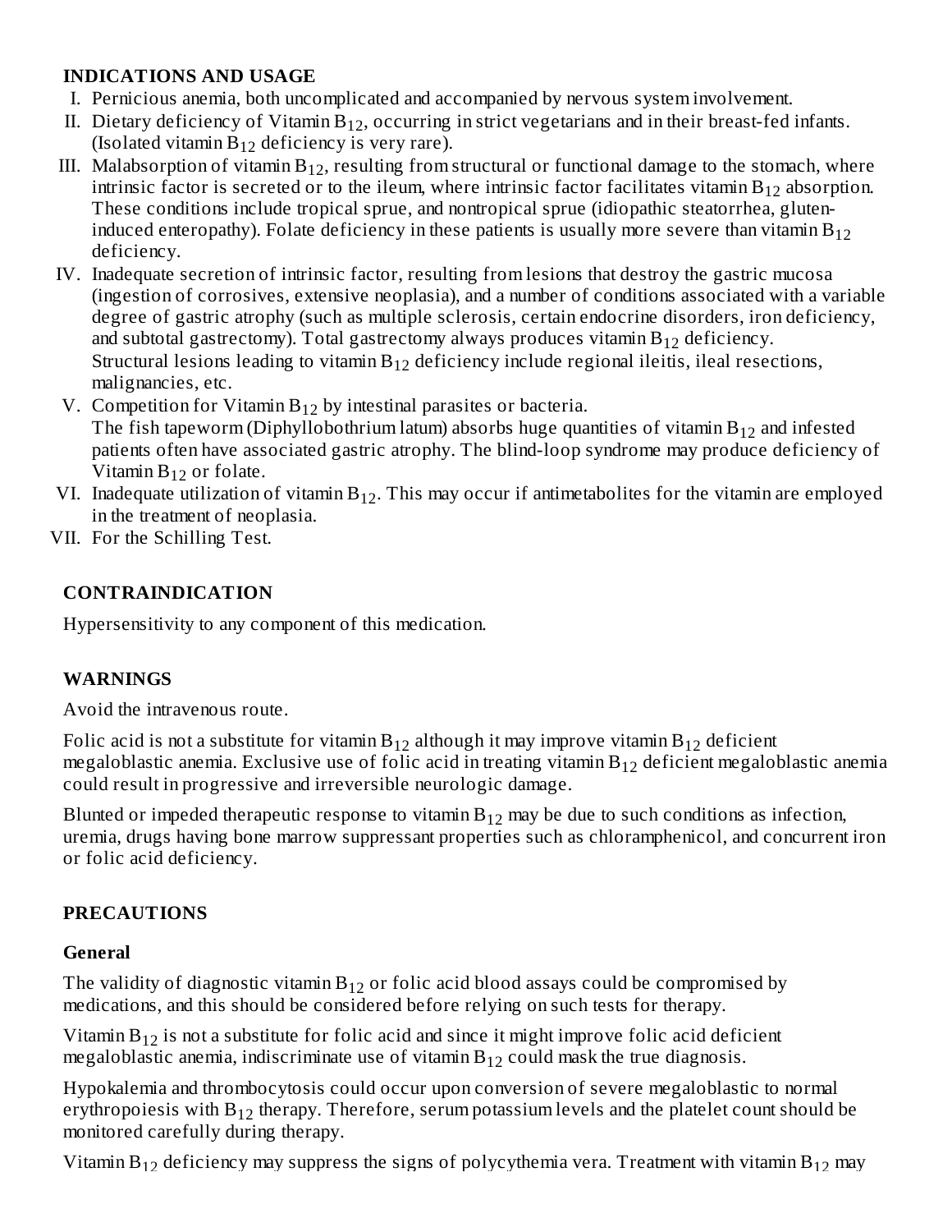## INDICATIONS AND USAGE

I. Pernicious anemia, both uncomplicated and accompanied by nervous system involvement.

II. Dietary deficiency of Vitamin $B_{12}$, occurring in strict vegetarians and in their breast-fed infants. (Isolated vitamin $B_{12}$ deficiency is very rare).

III. Malabsorption of vitamin $B_{12}$, resulting from structural or functional damage to the stomach, where intrinsic factor is secreted or to the ileum, where intrinsic factor facilitates vitamin $B_{12}$ absorption. These conditions include tropical sprue, and nontropical sprue (idiopathic steatorrhea, gluten-induced enteropathy). Folate deficiency in these patients is usually more severe than vitamin $B_{12}$ deficiency.

IV. Inadequate secretion of intrinsic factor, resulting from lesions that destroy the gastric mucosa (ingestion of corrosives, extensive neoplasia), and a number of conditions associated with a variable degree of gastric atrophy (such as multiple sclerosis, certain endocrine disorders, iron deficiency, and subtotal gastrectomy). Total gastrectomy always produces vitamin $B_{12}$ deficiency. Structural lesions leading to vitamin $B_{12}$ deficiency include regional ileitis, ileal resections, malignancies, etc.

V. Competition for Vitamin $B_{12}$ by intestinal parasites or bacteria. The fish tapeworm (Diphyllobothrium latum) absorbs huge quantities of vitamin $B_{12}$ and infested patients often have associated gastric atrophy. The blind-loop syndrome may produce deficiency of Vitamin $B_{12}$ or folate.

VI. Inadequate utilization of vitamin $B_{12}$. This may occur if antimetabolites for the vitamin are employed in the treatment of neoplasia.

VII. For the Schilling Test.

## CONTRAINDICATION

Hypersensitivity to any component of this medication.

## WARNINGS

Avoid the intravenous route.

Folic acid is not a substitute for vitamin $B_{12}$ although it may improve vitamin $B_{12}$ deficient megaloblastic anemia. Exclusive use of folic acid in treating vitamin $B_{12}$ deficient megaloblastic anemia could result in progressive and irreversible neurologic damage.

Blunted or impeded therapeutic response to vitamin $B_{12}$ may be due to such conditions as infection, uremia, drugs having bone marrow suppressant properties such as chloramphenicol, and concurrent iron or folic acid deficiency.

## PRECAUTIONS

### General

The validity of diagnostic vitamin $B_{12}$ or folic acid blood assays could be compromised by medications, and this should be considered before relying on such tests for therapy.

Vitamin $B_{12}$ is not a substitute for folic acid and since it might improve folic acid deficient megaloblastic anemia, indiscriminate use of vitamin $B_{12}$ could mask the true diagnosis.

Hypokalemia and thrombocytosis could occur upon conversion of severe megaloblastic to normal erythropoiesis with $B_{12}$ therapy. Therefore, serum potassium levels and the platelet count should be monitored carefully during therapy.

Vitamin $B_{12}$ deficiency may suppress the signs of polycythemia vera. Treatment with vitamin $B_{12}$ may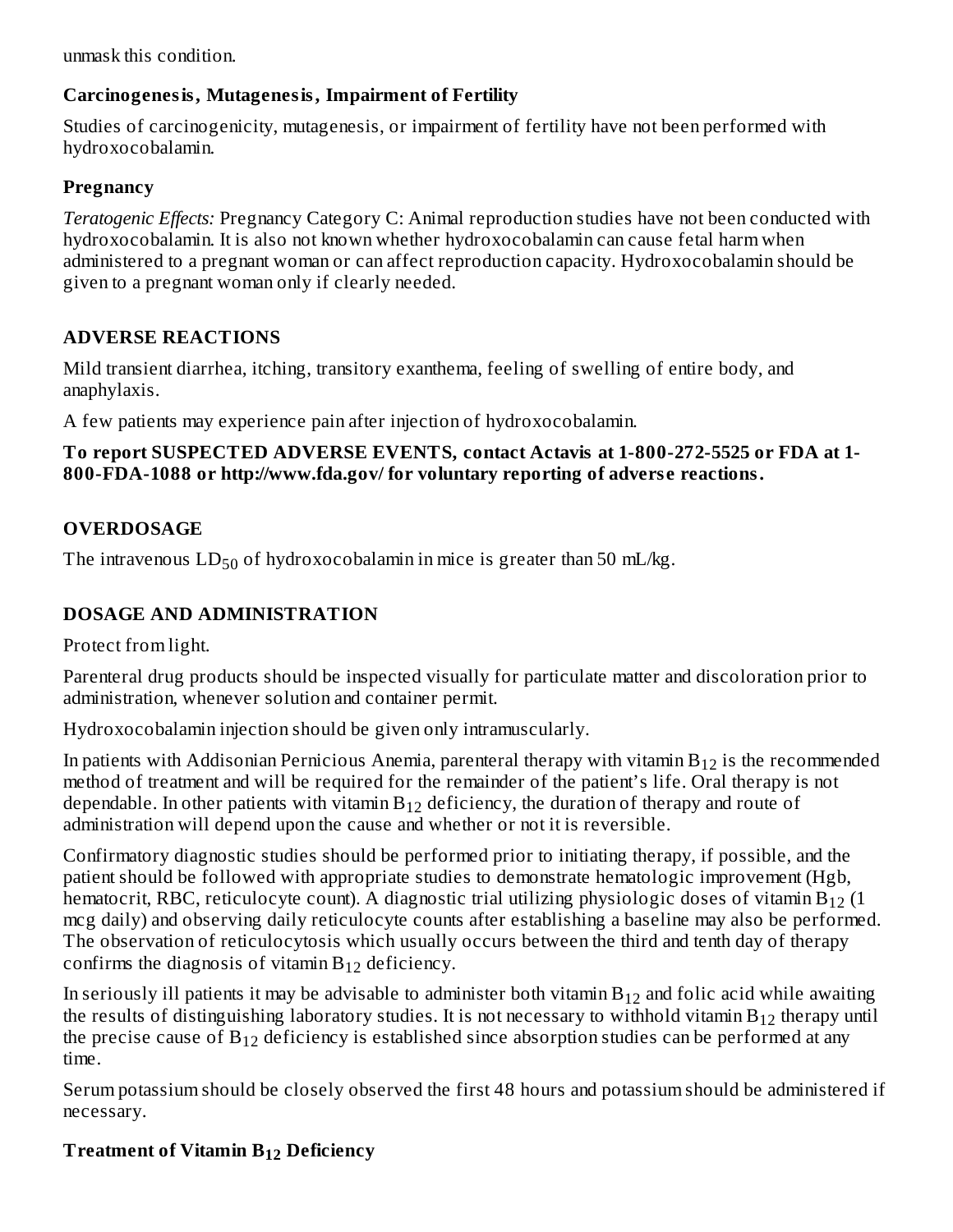unmask this condition.

### Carcinogenesis, Mutagenesis, Impairment of Fertility

Studies of carcinogenicity, mutagenesis, or impairment of fertility have not been performed with hydroxocobalamin.

### Pregnancy

*Teratogenic Effects:* Pregnancy Category C: Animal reproduction studies have not been conducted with hydroxocobalamin. It is also not known whether hydroxocobalamin can cause fetal harm when administered to a pregnant woman or can affect reproduction capacity. Hydroxocobalamin should be given to a pregnant woman only if clearly needed.

## ADVERSE REACTIONS

Mild transient diarrhea, itching, transitory exanthema, feeling of swelling of entire body, and anaphylaxis.

A few patients may experience pain after injection of hydroxocobalamin.

**To report SUSPECTED ADVERSE EVENTS, contact Actavis at 1-800-272-5525 or FDA at 1-800-FDA-1088 or http://www.fda.gov/ for voluntary reporting of adverse reactions.**

## OVERDOSAGE

The intravenous $LD_{50}$ of hydroxocobalamin in mice is greater than 50 mL/kg.

## DOSAGE AND ADMINISTRATION

Protect from light.

Parenteral drug products should be inspected visually for particulate matter and discoloration prior to administration, whenever solution and container permit.

Hydroxocobalamin injection should be given only intramuscularly.

In patients with Addisonian Pernicious Anemia, parenteral therapy with vitamin $B_{12}$ is the recommended method of treatment and will be required for the remainder of the patient's life. Oral therapy is not dependable. In other patients with vitamin $B_{12}$ deficiency, the duration of therapy and route of administration will depend upon the cause and whether or not it is reversible.

Confirmatory diagnostic studies should be performed prior to initiating therapy, if possible, and the patient should be followed with appropriate studies to demonstrate hematologic improvement (Hgb, hematocrit, RBC, reticulocyte count). A diagnostic trial utilizing physiologic doses of vitamin $B_{12}$ (1 mcg daily) and observing daily reticulocyte counts after establishing a baseline may also be performed. The observation of reticulocytosis which usually occurs between the third and tenth day of therapy confirms the diagnosis of vitamin $B_{12}$ deficiency.

In seriously ill patients it may be advisable to administer both vitamin $B_{12}$ and folic acid while awaiting the results of distinguishing laboratory studies. It is not necessary to withhold vitamin $B_{12}$ therapy until the precise cause of $B_{12}$ deficiency is established since absorption studies can be performed at any time.

Serum potassium should be closely observed the first 48 hours and potassium should be administered if necessary.

### Treatment of Vitamin $B_{12}$ Deficiency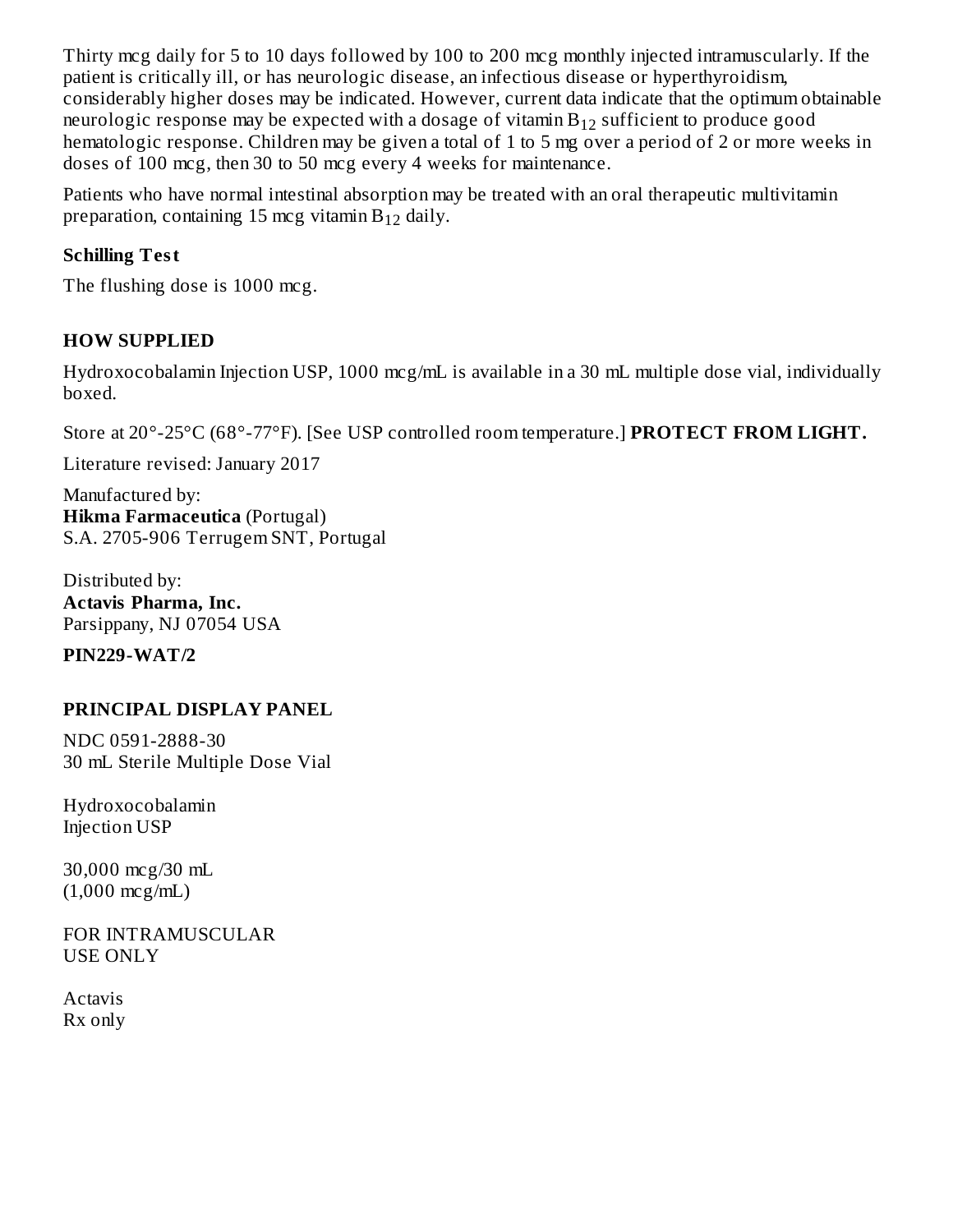Thirty mcg daily for 5 to 10 days followed by 100 to 200 mcg monthly injected intramuscularly. If the patient is critically ill, or has neurologic disease, an infectious disease or hyperthyroidism, considerably higher doses may be indicated. However, current data indicate that the optimum obtainable neurologic response may be expected with a dosage of vitamin $B_{12}$ sufficient to produce good hematologic response. Children may be given a total of 1 to 5 mg over a period of 2 or more weeks in doses of 100 mcg, then 30 to 50 mcg every 4 weeks for maintenance.

Patients who have normal intestinal absorption may be treated with an oral therapeutic multivitamin preparation, containing 15 mcg vitamin $B_{12}$ daily.

### Schilling Test

The flushing dose is 1000 mcg.

## HOW SUPPLIED

Hydroxocobalamin Injection USP, 1000 mcg/mL is available in a 30 mL multiple dose vial, individually boxed.

Store at 20°-25°C (68°-77°F). [See USP controlled room temperature.] **PROTECT FROM LIGHT.**

Literature revised: January 2017

Manufactured by:
**Hikma Farmaceutica** (Portugal)
S.A. 2705-906 Terrugem SNT, Portugal

Distributed by:
**Actavis Pharma, Inc.**
Parsippany, NJ 07054 USA

**PIN229-WAT/2**

## PRINCIPAL DISPLAY PANEL

NDC 0591-2888-30
30 mL Sterile Multiple Dose Vial

Hydroxocobalamin
Injection USP

30,000 mcg/30 mL
(1,000 mcg/mL)

FOR INTRAMUSCULAR
USE ONLY

Actavis
Rx only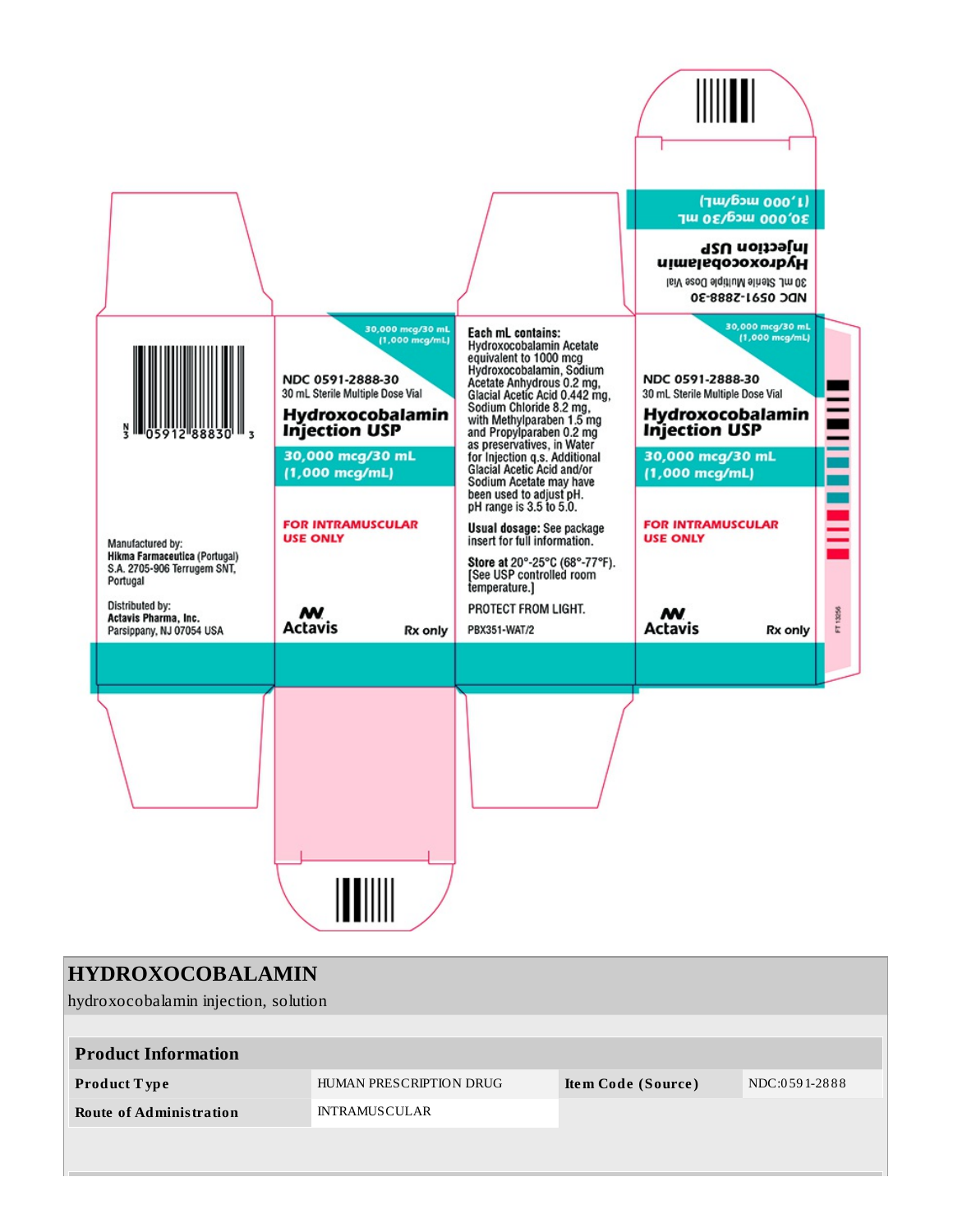Manufactured by:
**Hikma Farmaceutica** (Portugal)
S.A. 2705-906 Terrugem SNT,
Portugal

Distributed by:
**Actavis Pharma, Inc.**
Parsippany, NJ 07054 USA

30,000 mcg/30 mL
(1,000 mcg/mL)

NDC 0591-2888-30
30 mL Sterile Multiple Dose Vial

**Hydroxocobalamin Injection USP**

**30,000 mcg/30 mL (1,000 mcg/mL)**

**FOR INTRAMUSCULAR USE ONLY**

Actavis

Rx only

**Each mL contains:**
Hydroxocobalamin Acetate equivalent to 1000 mcg Hydroxocobalamin, Sodium Acetate Anhydrous 0.2 mg, Glacial Acetic Acid 0.442 mg, Sodium Chloride 8.2 mg, with Methylparaben 1.5 mg and Propylparaben 0.2 mg as preservatives, in Water for Injection q.s. Additional Glacial Acetic Acid and/or Sodium Acetate may have been used to adjust pH. pH range is 3.5 to 5.0.

**Usual dosage:** See package insert for full information.

**Store** at 20°-25°C (68°-77°F). [See USP controlled room temperature.]

PROTECT FROM LIGHT.

PBX351-WAT/2

NDC 0591-2888-30
30 mL Sterile Multiple Dose Vial

**Hydroxocobalamin Injection USP**

**30,000 mcg/30 mL (1,000 mcg/mL)**

**FOR INTRAMUSCULAR USE ONLY**

Actavis

Rx only

FT 13056

# HYDROXOCOBALAMIN

hydroxocobalamin injection, solution

| Product Information | | | |
|---|---|---|---|
| **Product Type** | HUMAN PRESCRIPTION DRUG | **Item Code (Source)** | NDC:0591-2888 |
| **Route of Administration** | INTRAMUSCULAR | | |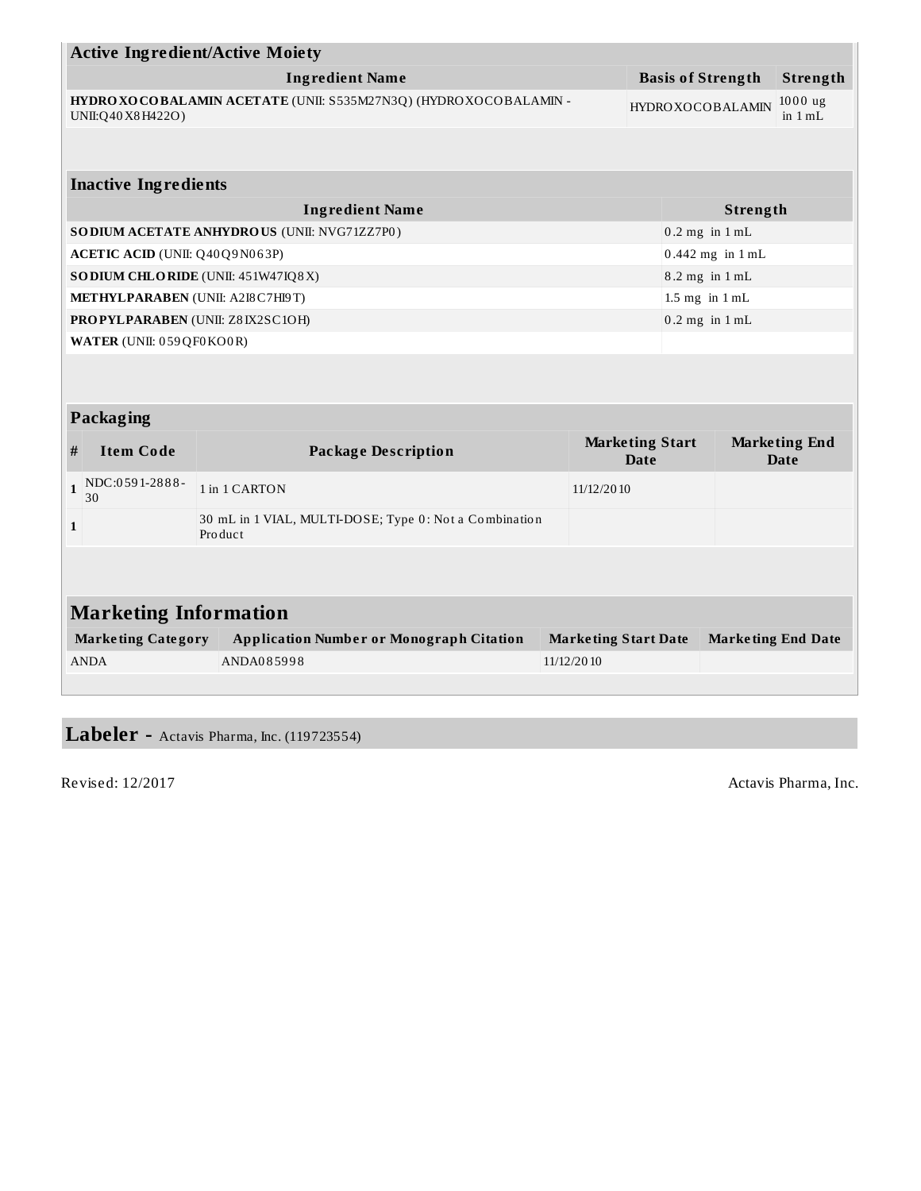## Active Ingredient/Active Moiety

| Ingredient Name | Basis of Strength | Strength |
|---|---|---|
| **HYDROXOCOBALAMIN ACETATE** (UNII: S535M27N3Q) (HYDROXOCOBALAMIN - UNII:Q40X8H422O) | HYDROXOCOBALAMIN | 1000 ug in 1 mL |

## Inactive Ingredients

| Ingredient Name | Strength |
|---|---|
| **SODIUM ACETATE ANHYDROUS** (UNII: NVG71ZZ7P0) | 0.2 mg in 1 mL |
| **ACETIC ACID** (UNII: Q40Q9N063P) | 0.442 mg in 1 mL |
| **SODIUM CHLORIDE** (UNII: 451W47IQ8X) | 8.2 mg in 1 mL |
| **METHYLPARABEN** (UNII: A2I8C7HI9T) | 1.5 mg in 1 mL |
| **PROPYLPARABEN** (UNII: Z8IX2SC1OH) | 0.2 mg in 1 mL |
| **WATER** (UNII: 059QF0KO0R) | |

## Packaging

| # | Item Code | Package Description | Marketing Start Date | Marketing End Date |
|---|---|---|---|---|
| 1 | NDC:0591-2888-30 | 1 in 1 CARTON | 11/12/2010 | |
| 1 | | 30 mL in 1 VIAL, MULTI-DOSE; Type 0: Not a Combination Product | | |

## Marketing Information

| Marketing Category | Application Number or Monograph Citation | Marketing Start Date | Marketing End Date |
|---|---|---|---|
| ANDA | ANDA085998 | 11/12/2010 | |

## Labeler - Actavis Pharma, Inc. (119723554)

Revised: 12/2017

Actavis Pharma, Inc.